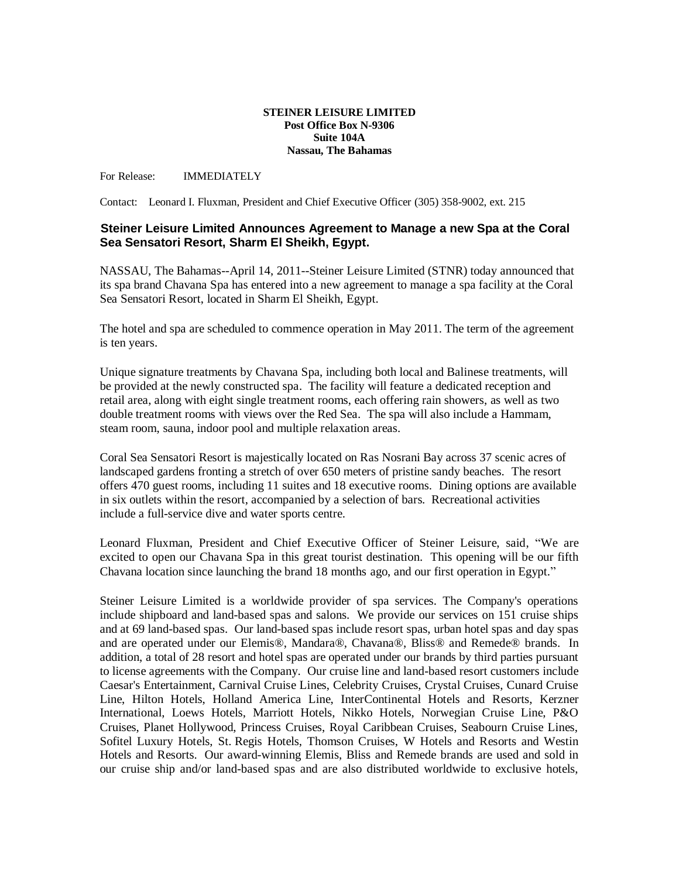**STEINER LEISURE LIMITED**
**Post Office Box N-9306**
**Suite 104A**
**Nassau, The Bahamas**

For Release: IMMEDIATELY

Contact: Leonard I. Fluxman, President and Chief Executive Officer (305) 358-9002, ext. 215

## Steiner Leisure Limited Announces Agreement to Manage a new Spa at the Coral Sea Sensatori Resort, Sharm El Sheikh, Egypt.

NASSAU, The Bahamas--April 14, 2011--Steiner Leisure Limited (STNR) today announced that its spa brand Chavana Spa has entered into a new agreement to manage a spa facility at the Coral Sea Sensatori Resort, located in Sharm El Sheikh, Egypt.

The hotel and spa are scheduled to commence operation in May 2011. The term of the agreement is ten years.

Unique signature treatments by Chavana Spa, including both local and Balinese treatments, will be provided at the newly constructed spa. The facility will feature a dedicated reception and retail area, along with eight single treatment rooms, each offering rain showers, as well as two double treatment rooms with views over the Red Sea. The spa will also include a Hammam, steam room, sauna, indoor pool and multiple relaxation areas.

Coral Sea Sensatori Resort is majestically located on Ras Nosrani Bay across 37 scenic acres of landscaped gardens fronting a stretch of over 650 meters of pristine sandy beaches. The resort offers 470 guest rooms, including 11 suites and 18 executive rooms. Dining options are available in six outlets within the resort, accompanied by a selection of bars. Recreational activities include a full-service dive and water sports centre.

Leonard Fluxman, President and Chief Executive Officer of Steiner Leisure, said, "We are excited to open our Chavana Spa in this great tourist destination. This opening will be our fifth Chavana location since launching the brand 18 months ago, and our first operation in Egypt."

Steiner Leisure Limited is a worldwide provider of spa services. The Company's operations include shipboard and land-based spas and salons. We provide our services on 151 cruise ships and at 69 land-based spas. Our land-based spas include resort spas, urban hotel spas and day spas and are operated under our Elemis®, Mandara®, Chavana®, Bliss® and Remede® brands. In addition, a total of 28 resort and hotel spas are operated under our brands by third parties pursuant to license agreements with the Company. Our cruise line and land-based resort customers include Caesar's Entertainment, Carnival Cruise Lines, Celebrity Cruises, Crystal Cruises, Cunard Cruise Line, Hilton Hotels, Holland America Line, InterContinental Hotels and Resorts, Kerzner International, Loews Hotels, Marriott Hotels, Nikko Hotels, Norwegian Cruise Line, P&O Cruises, Planet Hollywood, Princess Cruises, Royal Caribbean Cruises, Seabourn Cruise Lines, Sofitel Luxury Hotels, St. Regis Hotels, Thomson Cruises, W Hotels and Resorts and Westin Hotels and Resorts. Our award-winning Elemis, Bliss and Remede brands are used and sold in our cruise ship and/or land-based spas and are also distributed worldwide to exclusive hotels,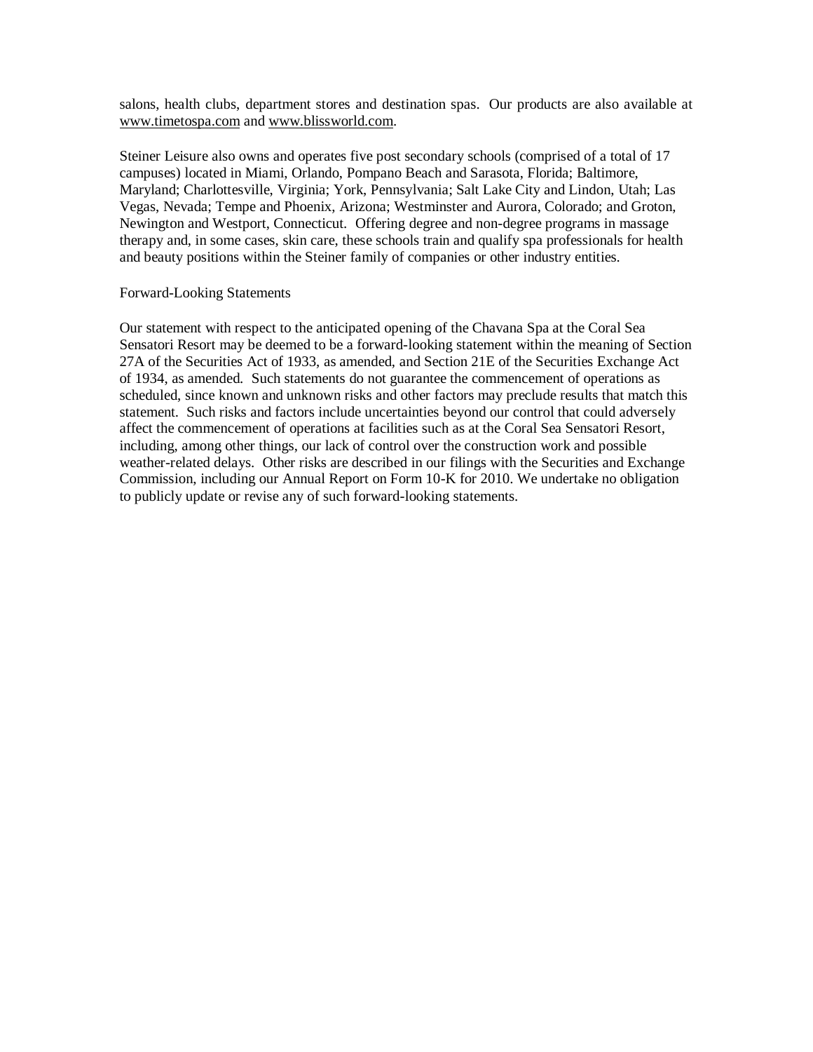salons, health clubs, department stores and destination spas. Our products are also available at www.timetospa.com and www.blissworld.com.

Steiner Leisure also owns and operates five post secondary schools (comprised of a total of 17 campuses) located in Miami, Orlando, Pompano Beach and Sarasota, Florida; Baltimore, Maryland; Charlottesville, Virginia; York, Pennsylvania; Salt Lake City and Lindon, Utah; Las Vegas, Nevada; Tempe and Phoenix, Arizona; Westminster and Aurora, Colorado; and Groton, Newington and Westport, Connecticut. Offering degree and non-degree programs in massage therapy and, in some cases, skin care, these schools train and qualify spa professionals for health and beauty positions within the Steiner family of companies or other industry entities.

Forward-Looking Statements

Our statement with respect to the anticipated opening of the Chavana Spa at the Coral Sea Sensatori Resort may be deemed to be a forward-looking statement within the meaning of Section 27A of the Securities Act of 1933, as amended, and Section 21E of the Securities Exchange Act of 1934, as amended. Such statements do not guarantee the commencement of operations as scheduled, since known and unknown risks and other factors may preclude results that match this statement. Such risks and factors include uncertainties beyond our control that could adversely affect the commencement of operations at facilities such as at the Coral Sea Sensatori Resort, including, among other things, our lack of control over the construction work and possible weather-related delays. Other risks are described in our filings with the Securities and Exchange Commission, including our Annual Report on Form 10-K for 2010. We undertake no obligation to publicly update or revise any of such forward-looking statements.